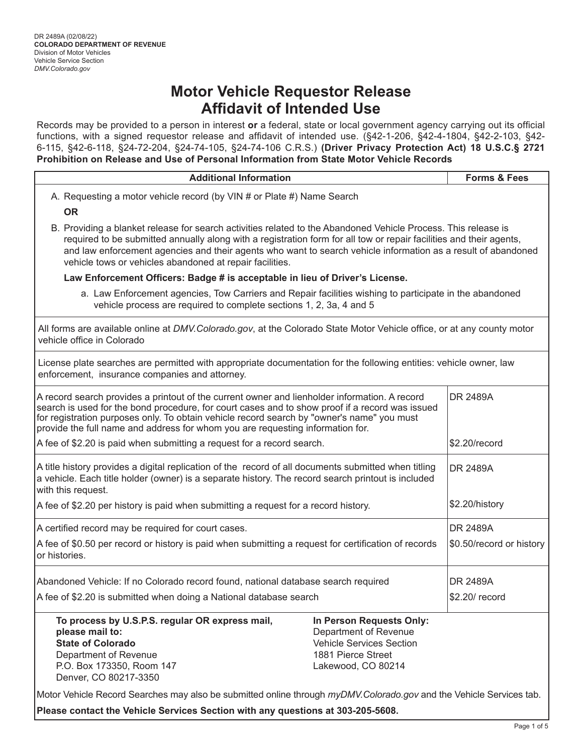DR 2489A (02/08/22)
**COLORADO DEPARTMENT OF REVENUE**
Division of Motor Vehicles
Vehicle Service Section
*DMV.Colorado.gov*

# Motor Vehicle Requestor Release
# Affidavit of Intended Use

Records may be provided to a person in interest **or** a federal, state or local government agency carrying out its official functions, with a signed requestor release and affidavit of intended use. (§42-1-206, §42-4-1804, §42-2-103, §42-6-115, §42-6-118, §24-72-204, §24-74-105, §24-74-106 C.R.S.) **(Driver Privacy Protection Act) 18 U.S.C.§ 2721 Prohibition on Release and Use of Personal Information from State Motor Vehicle Records**

| Additional Information | Forms & Fees |
|---|---|
| A. Requesting a motor vehicle record (by VIN # or Plate #) Name Search<br>**OR**<br>B. Providing a blanket release for search activities related to the Abandoned Vehicle Process. This release is required to be submitted annually along with a registration form for all tow or repair facilities and their agents, and law enforcement agencies and their agents who want to search vehicle information as a result of abandoned vehicle tows or vehicles abandoned at repair facilities.<br>**Law Enforcement Officers: Badge # is acceptable in lieu of Driver's License.**<br>a. Law Enforcement agencies, Tow Carriers and Repair facilities wishing to participate in the abandoned vehicle process are required to complete sections 1, 2, 3a, 4 and 5 | |
| All forms are available online at *DMV.Colorado.gov*, at the Colorado State Motor Vehicle office, or at any county motor vehicle office in Colorado | |
| License plate searches are permitted with appropriate documentation for the following entities: vehicle owner, law enforcement, insurance companies and attorney. | |
| A record search provides a printout of the current owner and lienholder information. A record search is used for the bond procedure, for court cases and to show proof if a record was issued for registration purposes only. To obtain vehicle record search by "owner's name" you must provide the full name and address for whom you are requesting information for. | DR 2489A |
| A fee of $2.20 is paid when submitting a request for a record search. | $2.20/record |
| A title history provides a digital replication of the record of all documents submitted when titling a vehicle. Each title holder (owner) is a separate history. The record search printout is included with this request. | DR 2489A |
| A fee of $2.20 per history is paid when submitting a request for a record history. | $2.20/history |
| A certified record may be required for court cases. | DR 2489A |
| A fee of $0.50 per record or history is paid when submitting a request for certification of records or histories. | $0.50/record or history |
| Abandoned Vehicle: If no Colorado record found, national database search required | DR 2489A |
| A fee of $2.20 is submitted when doing a National database search | $2.20/ record |

**To process by U.S.P.S. regular OR express mail, please mail to:**
**State of Colorado**
Department of Revenue
P.O. Box 173350, Room 147
Denver, CO 80217-3350

**In Person Requests Only:**
Department of Revenue
Vehicle Services Section
1881 Pierce Street
Lakewood, CO 80214

Motor Vehicle Record Searches may also be submitted online through *myDMV.Colorado.gov* and the Vehicle Services tab.

**Please contact the Vehicle Services Section with any questions at 303-205-5608.**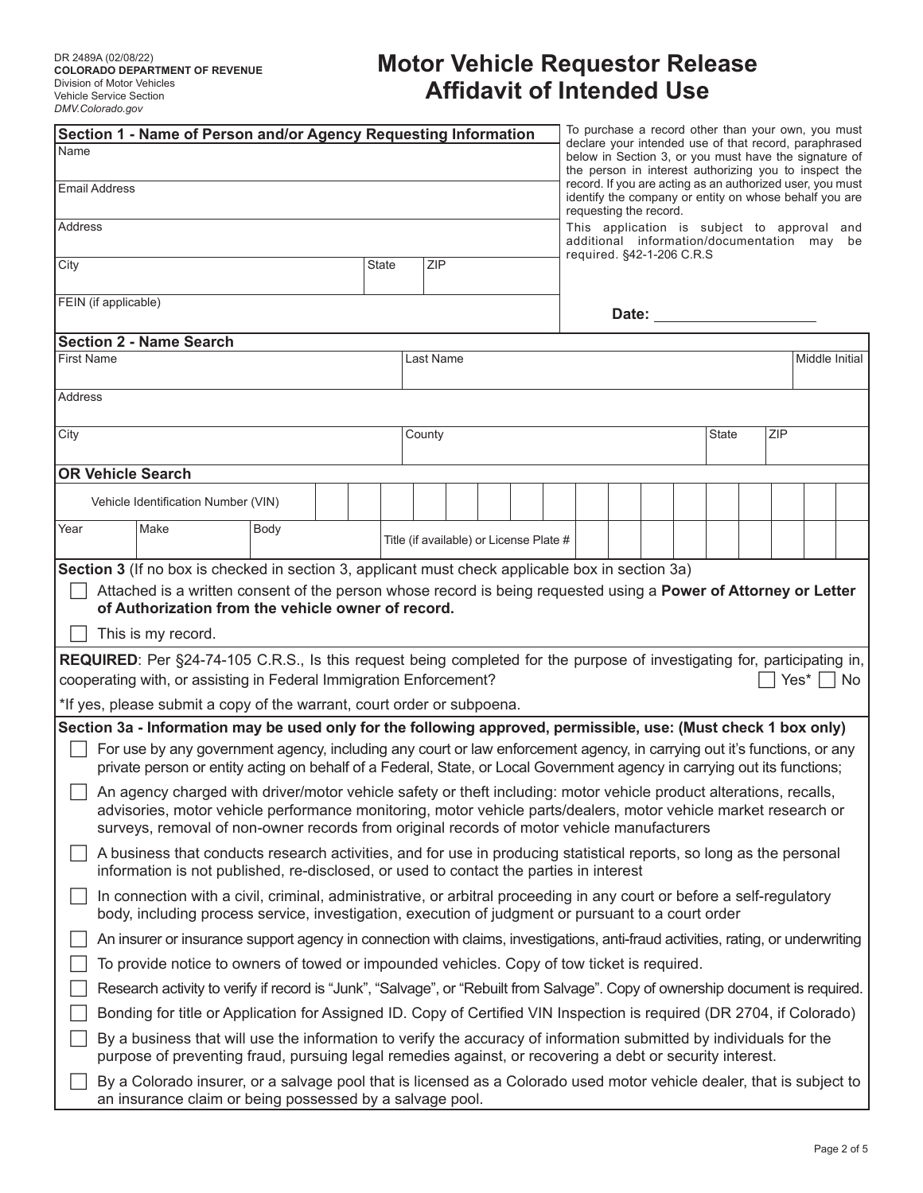DR 2489A (02/08/22)
**COLORADO DEPARTMENT OF REVENUE**
Division of Motor Vehicles
Vehicle Service Section
*DMV.Colorado.gov*

# Motor Vehicle Requestor Release Affidavit of Intended Use

## Section 1 - Name of Person and/or Agency Requesting Information

| | | |
|---|---|---|
| Name | | |
| Email Address | | |
| Address | | |
| City | State | ZIP |
| FEIN (if applicable) | | |

To purchase a record other than your own, you must declare your intended use of that record, paraphrased below in Section 3, or you must have the signature of the person in interest authorizing you to inspect the record. If you are acting as an authorized user, you must identify the company or entity on whose behalf you are requesting the record.

This application is subject to approval and additional information/documentation may be required. §42-1-206 C.R.S

**Date:** ____________________

## Section 2 - Name Search

| First Name | Last Name | | | Middle Initial |
|---|---|---|---|---|
| Address | | | | |
| City | County | State | ZIP | |

## OR Vehicle Search

| | |
|---|---|
| Vehicle Identification Number (VIN) | |

| Year | Make | Body | Title (if available) or License Plate # |
|---|---|---|---|
| | | | |

**Section 3** (If no box is checked in section 3, applicant must check applicable box in section 3a)

- ☐ Attached is a written consent of the person whose record is being requested using a **Power of Attorney or Letter of Authorization from the vehicle owner of record.**
- ☐ This is my record.

**REQUIRED**: Per §24-74-105 C.R.S., Is this request being completed for the purpose of investigating for, participating in, cooperating with, or assisting in Federal Immigration Enforcement? ☐ Yes* ☐ No

*If yes, please submit a copy of the warrant, court order or subpoena.

**Section 3a - Information may be used only for the following approved, permissible, use: (Must check 1 box only)**

- ☐ For use by any government agency, including any court or law enforcement agency, in carrying out it's functions, or any private person or entity acting on behalf of a Federal, State, or Local Government agency in carrying out its functions;
- ☐ An agency charged with driver/motor vehicle safety or theft including: motor vehicle product alterations, recalls, advisories, motor vehicle performance monitoring, motor vehicle parts/dealers, motor vehicle market research or surveys, removal of non-owner records from original records of motor vehicle manufacturers
- ☐ A business that conducts research activities, and for use in producing statistical reports, so long as the personal information is not published, re-disclosed, or used to contact the parties in interest
- ☐ In connection with a civil, criminal, administrative, or arbitral proceeding in any court or before a self-regulatory body, including process service, investigation, execution of judgment or pursuant to a court order
- ☐ An insurer or insurance support agency in connection with claims, investigations, anti-fraud activities, rating, or underwriting
- ☐ To provide notice to owners of towed or impounded vehicles. Copy of tow ticket is required.
- ☐ Research activity to verify if record is "Junk", "Salvage", or "Rebuilt from Salvage". Copy of ownership document is required.
- ☐ Bonding for title or Application for Assigned ID. Copy of Certified VIN Inspection is required (DR 2704, if Colorado)
- ☐ By a business that will use the information to verify the accuracy of information submitted by individuals for the purpose of preventing fraud, pursuing legal remedies against, or recovering a debt or security interest.
- ☐ By a Colorado insurer, or a salvage pool that is licensed as a Colorado used motor vehicle dealer, that is subject to an insurance claim or being possessed by a salvage pool.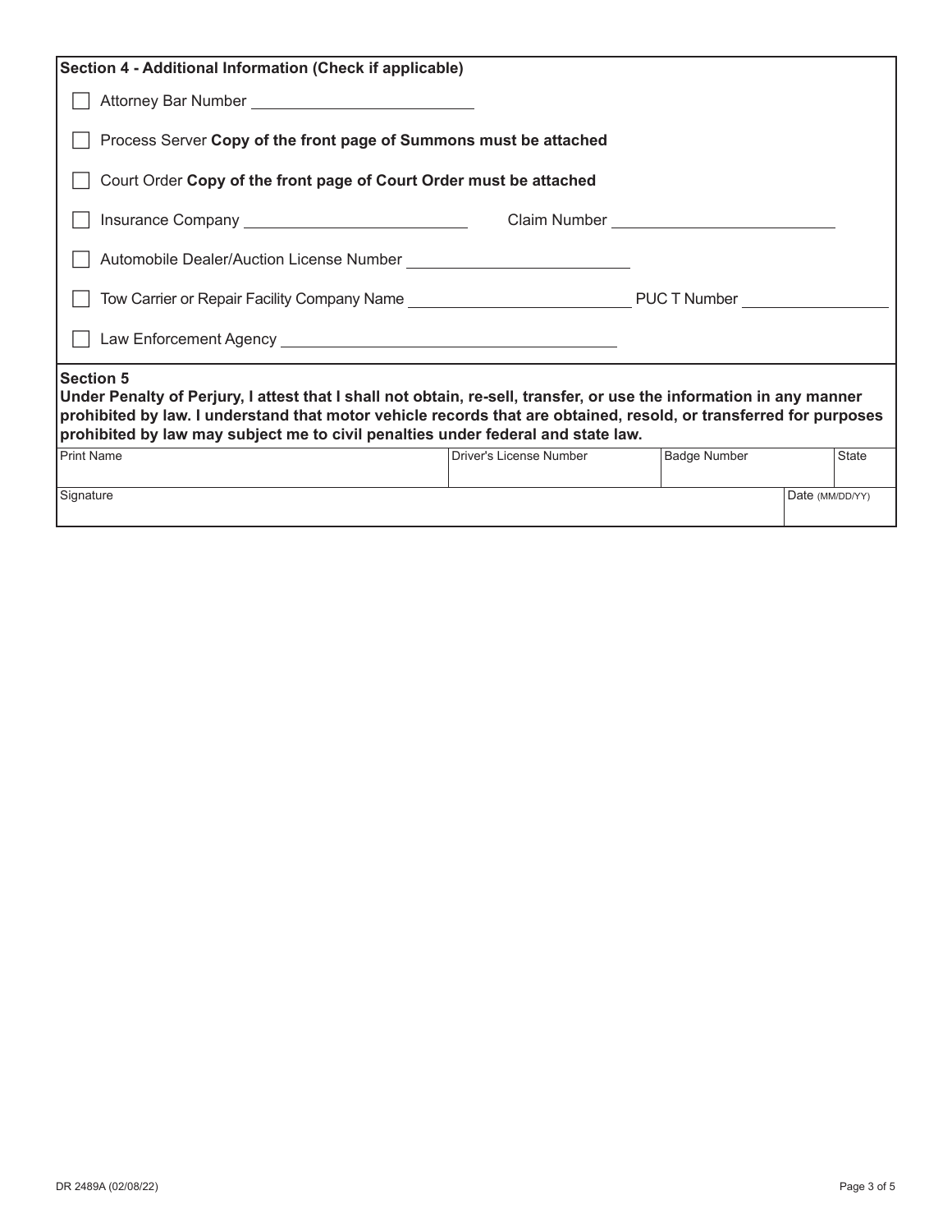## Section 4 - Additional Information (Check if applicable)

- [ ] Attorney Bar Number ____________________
- [ ] Process Server **Copy of the front page of Summons must be attached**
- [ ] Court Order **Copy of the front page of Court Order must be attached**
- [ ] Insurance Company ____________________ Claim Number ____________________
- [ ] Automobile Dealer/Auction License Number ____________________
- [ ] Tow Carrier or Repair Facility Company Name ____________________ PUC T Number ______________
- [ ] Law Enforcement Agency ______________________________

## Section 5

**Under Penalty of Perjury, I attest that I shall not obtain, re-sell, transfer, or use the information in any manner prohibited by law. I understand that motor vehicle records that are obtained, resold, or transferred for purposes prohibited by law may subject me to civil penalties under federal and state law.**

| Print Name | Driver's License Number | Badge Number | State |
|---|---|---|---|
| | | | |

| Signature | Date (MM/DD/YY) |
|---|---|
| | |

DR 2489A (02/08/22)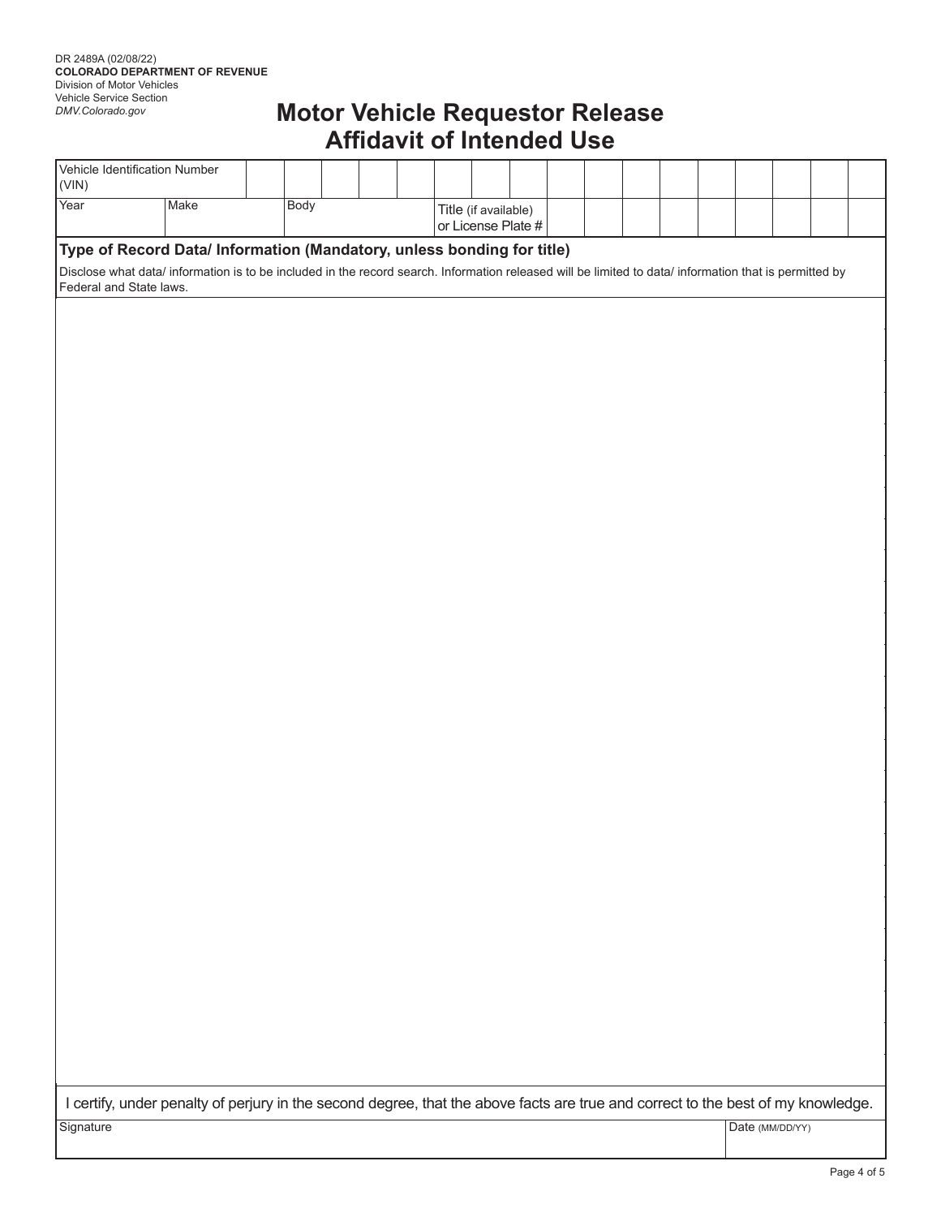DR 2489A (02/08/22)
**COLORADO DEPARTMENT OF REVENUE**
Division of Motor Vehicles
Vehicle Service Section
*DMV.Colorado.gov*

# Motor Vehicle Requestor Release Affidavit of Intended Use

| Vehicle Identification Number (VIN) | | | |
|---|---|---|---|
| Year | Make | Body | Title (if available) or License Plate # |

**Type of Record Data/ Information (Mandatory, unless bonding for title)**

Disclose what data/ information is to be included in the record search. Information released will be limited to data/ information that is permitted by Federal and State laws.

I certify, under penalty of perjury in the second degree, that the above facts are true and correct to the best of my knowledge.

| Signature | Date (MM/DD/YY) |
|---|---|
| | |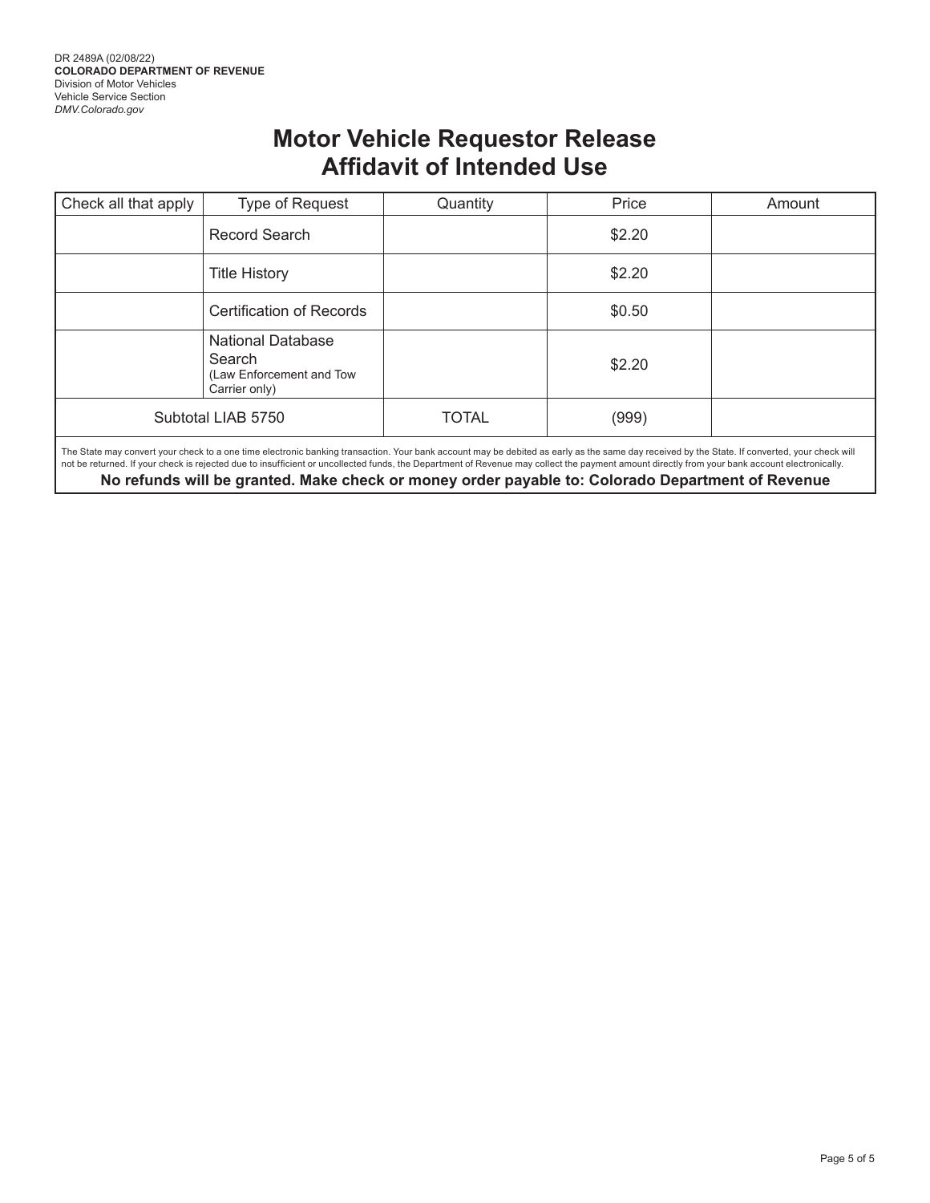DR 2489A (02/08/22)
**COLORADO DEPARTMENT OF REVENUE**
Division of Motor Vehicles
Vehicle Service Section
*DMV.Colorado.gov*

# Motor Vehicle Requestor Release Affidavit of Intended Use

| Check all that apply | Type of Request | Quantity | Price | Amount |
|---|---|---|---|---|
| | Record Search | | $2.20 | |
| | Title History | | $2.20 | |
| | Certification of Records | | $0.50 | |
| | National Database Search (Law Enforcement and Tow Carrier only) | | $2.20 | |
| Subtotal LIAB 5750 | | TOTAL | (999) | |

The State may convert your check to a one time electronic banking transaction. Your bank account may be debited as early as the same day received by the State. If converted, your check will not be returned. If your check is rejected due to insufficient or uncollected funds, the Department of Revenue may collect the payment amount directly from your bank account electronically.

**No refunds will be granted. Make check or money order payable to: Colorado Department of Revenue**